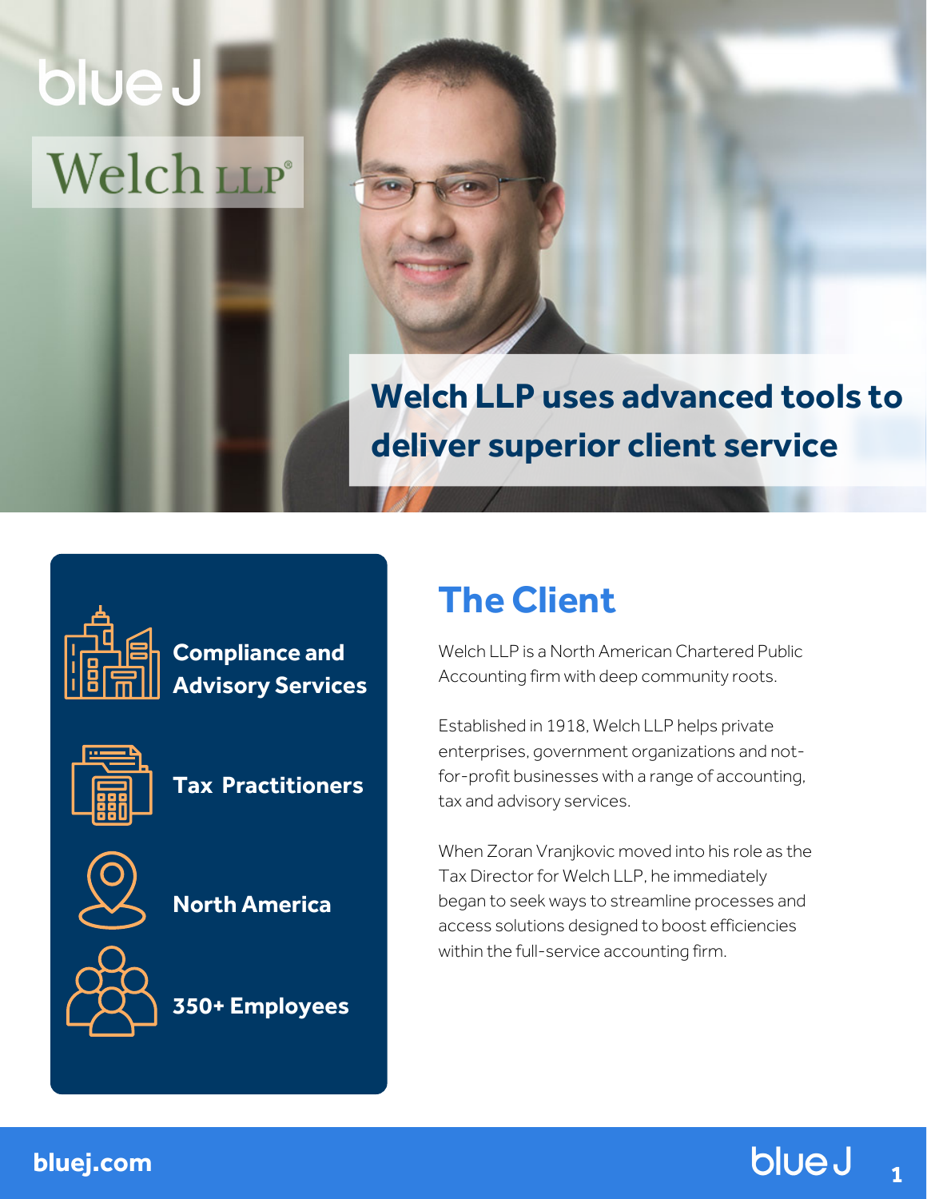blue J

Welch LLP®

# Welch LLP uses advanced tools to deliver superior client service

**Compliance and Advisory Services**

**Tax Practitioners**

**North America**

**350+ Employees**

## The Client

Welch LLP is a North American Chartered Public Accounting firm with deep community roots.

Established in 1918, Welch LLP helps private enterprises, government organizations and not-for-profit businesses with a range of accounting, tax and advisory services.

When Zoran Vranjkovic moved into his role as the Tax Director for Welch LLP, he immediately began to seek ways to streamline processes and access solutions designed to boost efficiencies within the full-service accounting firm.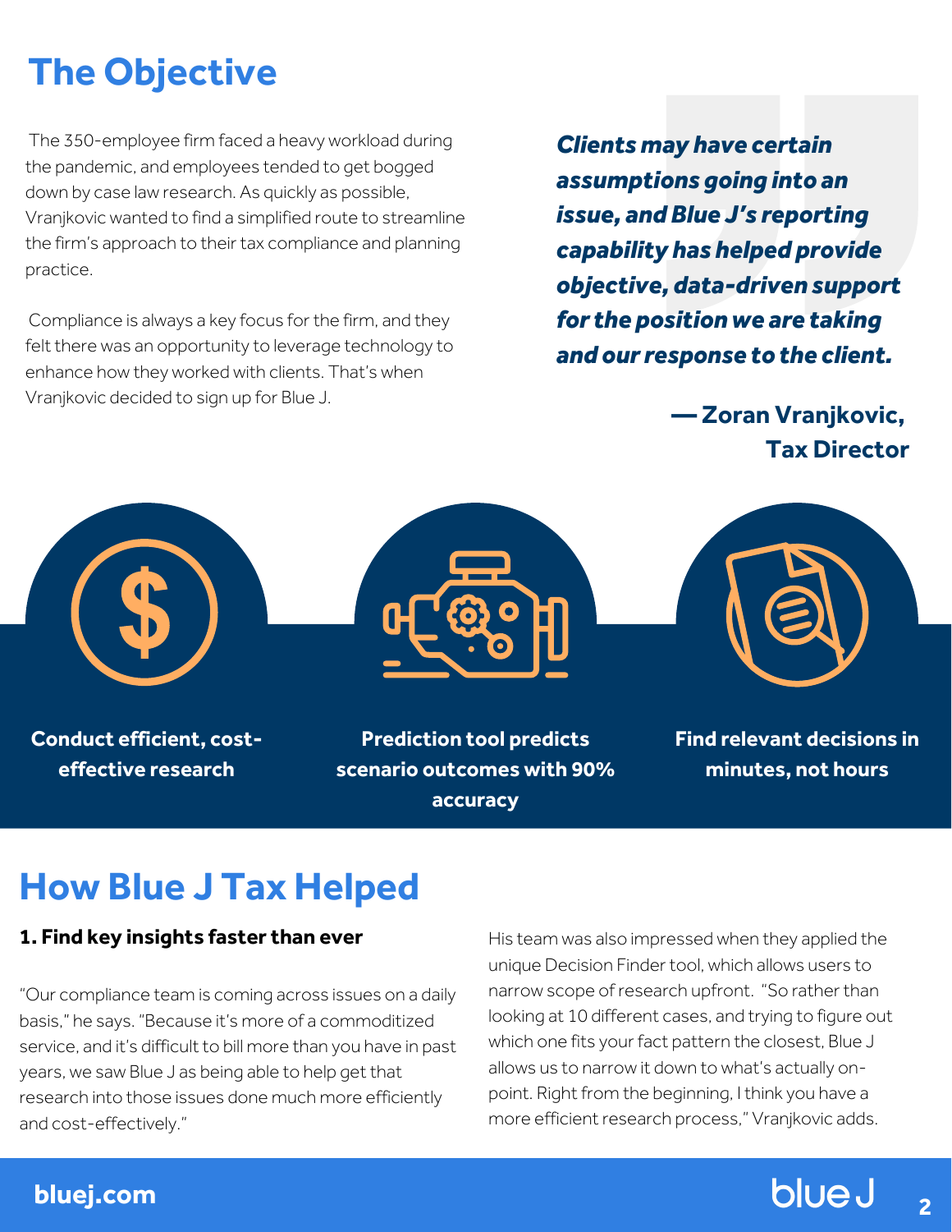# The Objective

The 350-employee firm faced a heavy workload during the pandemic, and employees tended to get bogged down by case law research. As quickly as possible, Vranjkovic wanted to find a simplified route to streamline the firm's approach to their tax compliance and planning practice.

Compliance is always a key focus for the firm, and they felt there was an opportunity to leverage technology to enhance how they worked with clients. That's when Vranjkovic decided to sign up for Blue J.

***Clients may have certain assumptions going into an issue, and Blue J's reporting capability has helped provide objective, data-driven support for the position we are taking and our response to the client.***

**— Zoran Vranjkovic, Tax Director**

**Conduct efficient, cost-effective research**

**Prediction tool predicts scenario outcomes with 90% accuracy**

**Find relevant decisions in minutes, not hours**

# How Blue J Tax Helped

### 1. Find key insights faster than ever

"Our compliance team is coming across issues on a daily basis," he says. "Because it's more of a commoditized service, and it's difficult to bill more than you have in past years, we saw Blue J as being able to help get that research into those issues done much more efficiently and cost-effectively."

His team was also impressed when they applied the unique Decision Finder tool, which allows users to narrow scope of research upfront. "So rather than looking at 10 different cases, and trying to figure out which one fits your fact pattern the closest, Blue J allows us to narrow it down to what's actually on-point. Right from the beginning, I think you have a more efficient research process," Vranjkovic adds.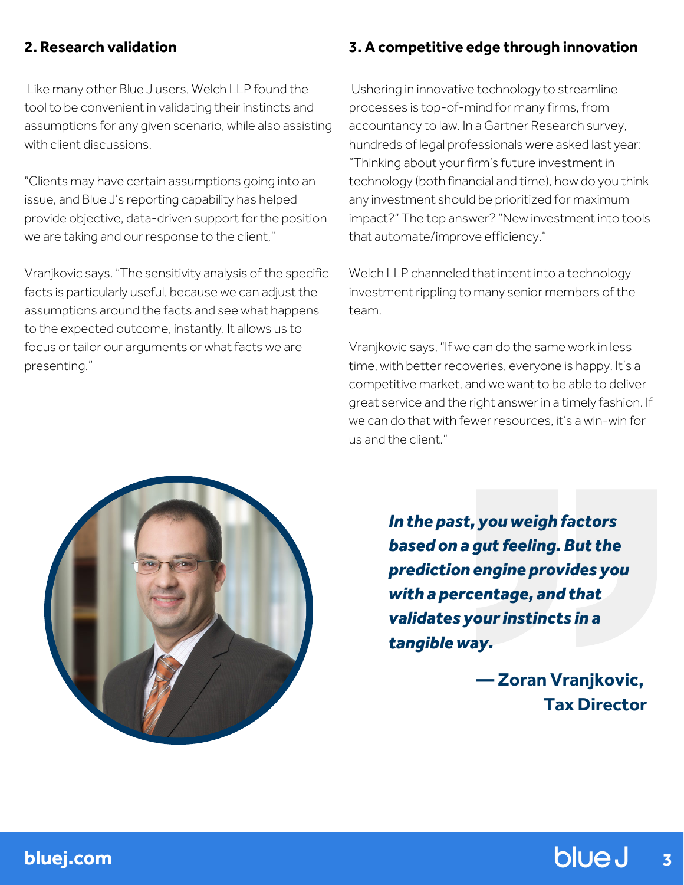## 2. Research validation

Like many other Blue J users, Welch LLP found the tool to be convenient in validating their instincts and assumptions for any given scenario, while also assisting with client discussions.

"Clients may have certain assumptions going into an issue, and Blue J's reporting capability has helped provide objective, data-driven support for the position we are taking and our response to the client,"

Vranjkovic says. "The sensitivity analysis of the specific facts is particularly useful, because we can adjust the assumptions around the facts and see what happens to the expected outcome, instantly. It allows us to focus or tailor our arguments or what facts we are presenting."

## 3. A competitive edge through innovation

Ushering in innovative technology to streamline processes is top-of-mind for many firms, from accountancy to law. In a Gartner Research survey, hundreds of legal professionals were asked last year: "Thinking about your firm's future investment in technology (both financial and time), how do you think any investment should be prioritized for maximum impact?" The top answer? "New investment into tools that automate/improve efficiency."

Welch LLP channeled that intent into a technology investment rippling to many senior members of the team.

Vranjkovic says, "If we can do the same work in less time, with better recoveries, everyone is happy. It's a competitive market, and we want to be able to deliver great service and the right answer in a timely fashion. If we can do that with fewer resources, it's a win-win for us and the client."

> ***In the past, you weigh factors based on a gut feeling. But the prediction engine provides you with a percentage, and that validates your instincts in a tangible way.***
>
> **— Zoran Vranjkovic, Tax Director**

**bluej.com**